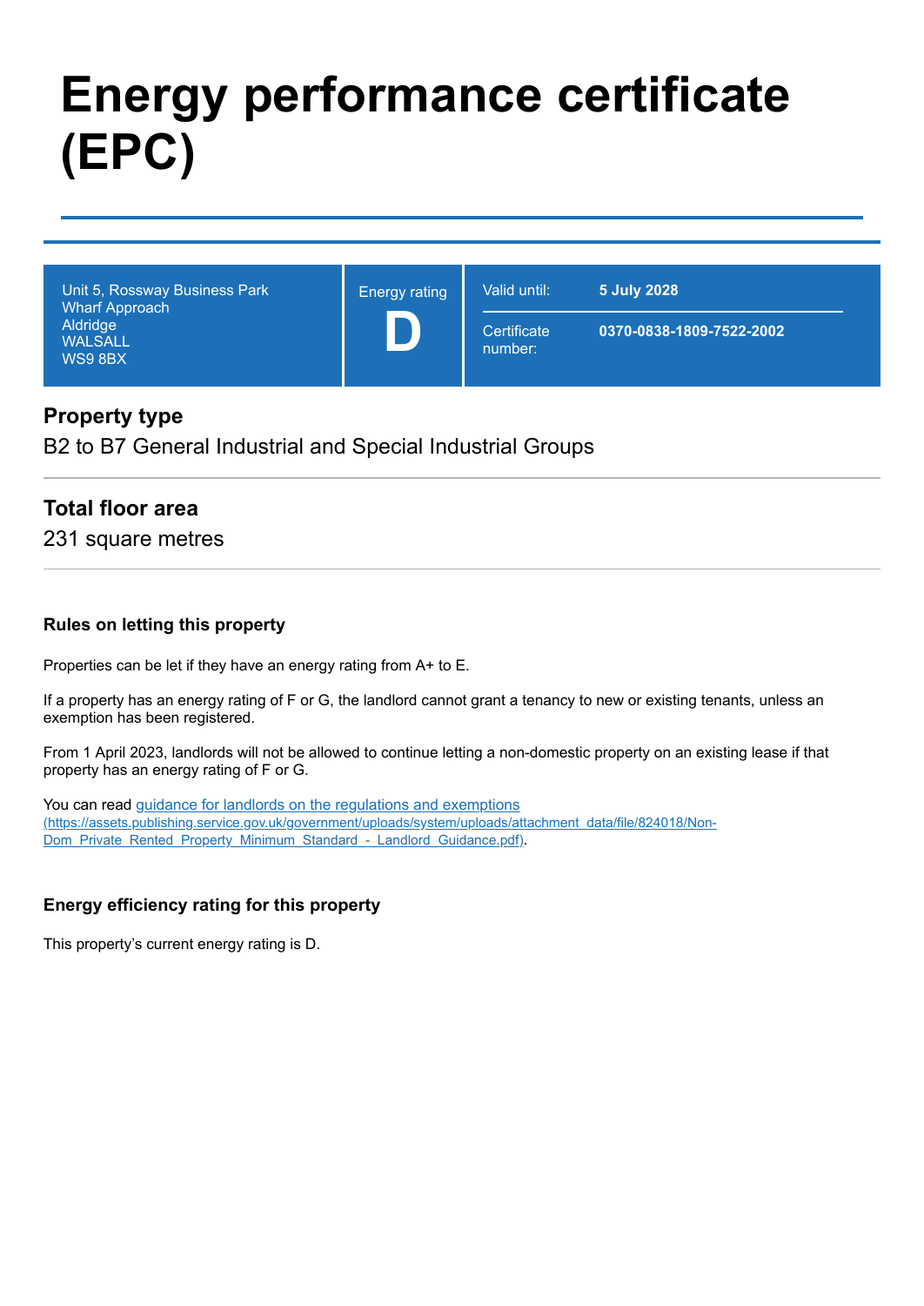# Energy performance certificate (EPC)

| Unit 5, Rossway Business Park<br>Wharf Approach<br>Aldridge<br>WALSALL<br>WS9 8BX | Energy rating<br>**D** | Valid until: **5 July 2028**<br>Certificate number: **0370-0838-1809-7522-2002** |
|---|---|---|

## Property type

B2 to B7 General Industrial and Special Industrial Groups

## Total floor area

231 square metres

### Rules on letting this property

Properties can be let if they have an energy rating from A+ to E.

If a property has an energy rating of F or G, the landlord cannot grant a tenancy to new or existing tenants, unless an exemption has been registered.

From 1 April 2023, landlords will not be allowed to continue letting a non-domestic property on an existing lease if that property has an energy rating of F or G.

You can read [guidance for landlords on the regulations and exemptions](https://assets.publishing.service.gov.uk/government/uploads/system/uploads/attachment_data/file/824018/Non-Dom_Private_Rented_Property_Minimum_Standard_-_Landlord_Guidance.pdf) (https://assets.publishing.service.gov.uk/government/uploads/system/uploads/attachment_data/file/824018/Non-Dom_Private_Rented_Property_Minimum_Standard_-_Landlord_Guidance.pdf).

### Energy efficiency rating for this property

This property's current energy rating is D.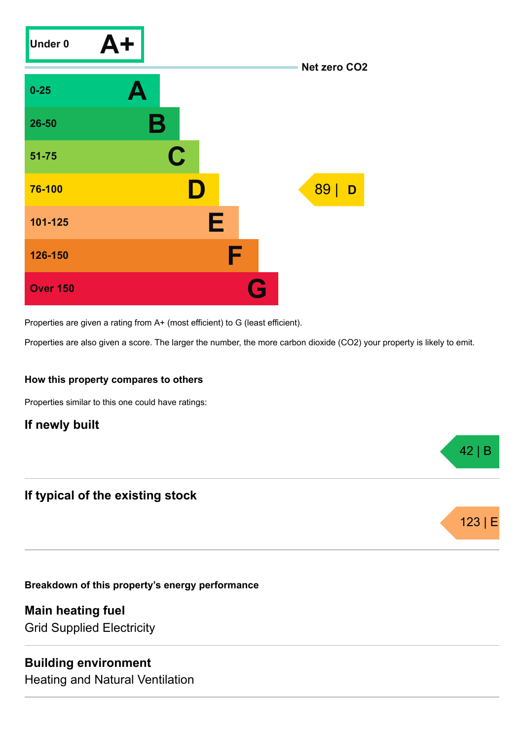| Score | Rating |
|---|---|
| Under 0 | A+ |
| 0-25 | A |
| 26-50 | B |
| 51-75 | C |
| 76-100 | D |
| 101-125 | E |
| 126-150 | F |
| Over 150 | G |

Net zero $CO_2$

This property: 89 | D

Properties are given a rating from A+ (most efficient) to G (least efficient).

Properties are also given a score. The larger the number, the more carbon dioxide ($CO_2$) your property is likely to emit.

### How this property compares to others

Properties similar to this one could have ratings:

## If newly built

42 | B

## If typical of the existing stock

123 | E

### Breakdown of this property’s energy performance

## Main heating fuel

Grid Supplied Electricity

## Building environment

Heating and Natural Ventilation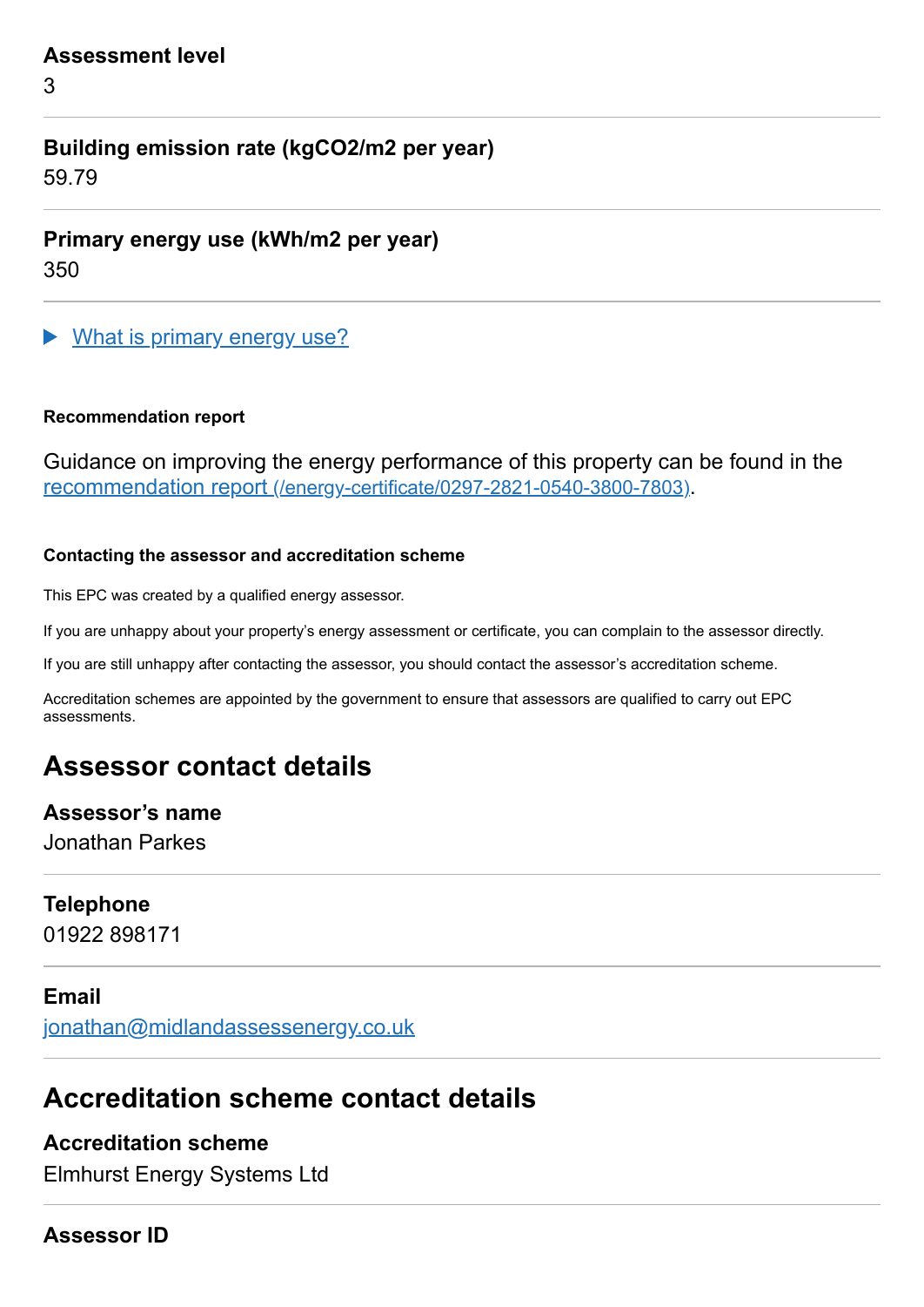**Assessment level**

3

**Building emission rate (kgCO2/m2 per year)**

59.79

**Primary energy use (kWh/m2 per year)**

350

▶ What is primary energy use?

#### Recommendation report

Guidance on improving the energy performance of this property can be found in the recommendation report (/energy-certificate/0297-2821-0540-3800-7803).

#### Contacting the assessor and accreditation scheme

This EPC was created by a qualified energy assessor.

If you are unhappy about your property's energy assessment or certificate, you can complain to the assessor directly.

If you are still unhappy after contacting the assessor, you should contact the assessor's accreditation scheme.

Accreditation schemes are appointed by the government to ensure that assessors are qualified to carry out EPC assessments.

## Assessor contact details

**Assessor's name**

Jonathan Parkes

**Telephone**

01922 898171

**Email**

jonathan@midlandassessenergy.co.uk

## Accreditation scheme contact details

**Accreditation scheme**

Elmhurst Energy Systems Ltd

**Assessor ID**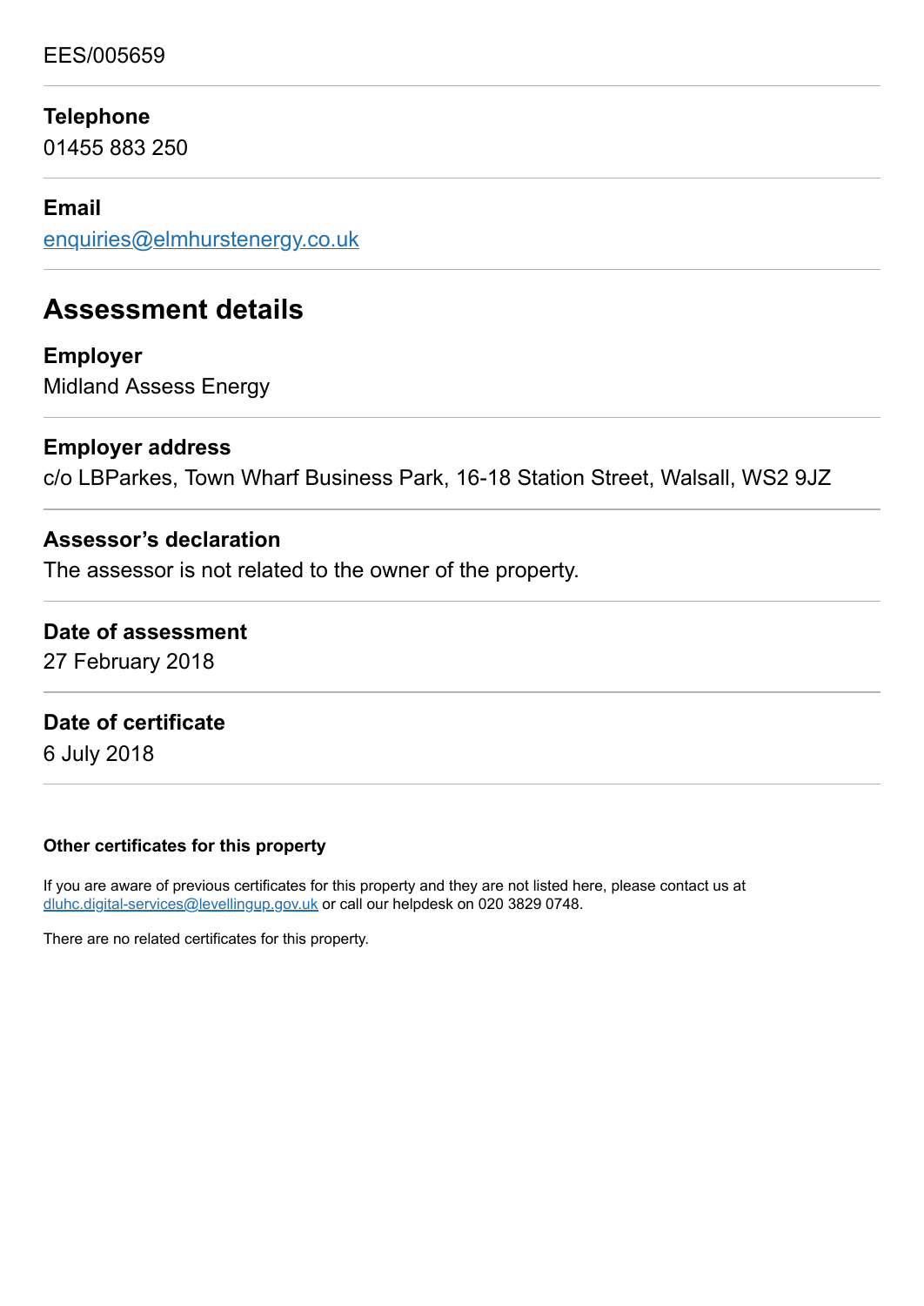EES/005659

**Telephone**
01455 883 250

**Email**
enquiries@elmhurstenergy.co.uk

## Assessment details

**Employer**
Midland Assess Energy

**Employer address**
c/o LBParkes, Town Wharf Business Park, 16-18 Station Street, Walsall, WS2 9JZ

**Assessor's declaration**
The assessor is not related to the owner of the property.

**Date of assessment**
27 February 2018

**Date of certificate**
6 July 2018

**Other certificates for this property**

If you are aware of previous certificates for this property and they are not listed here, please contact us at dluhc.digital-services@levellingup.gov.uk or call our helpdesk on 020 3829 0748.

There are no related certificates for this property.